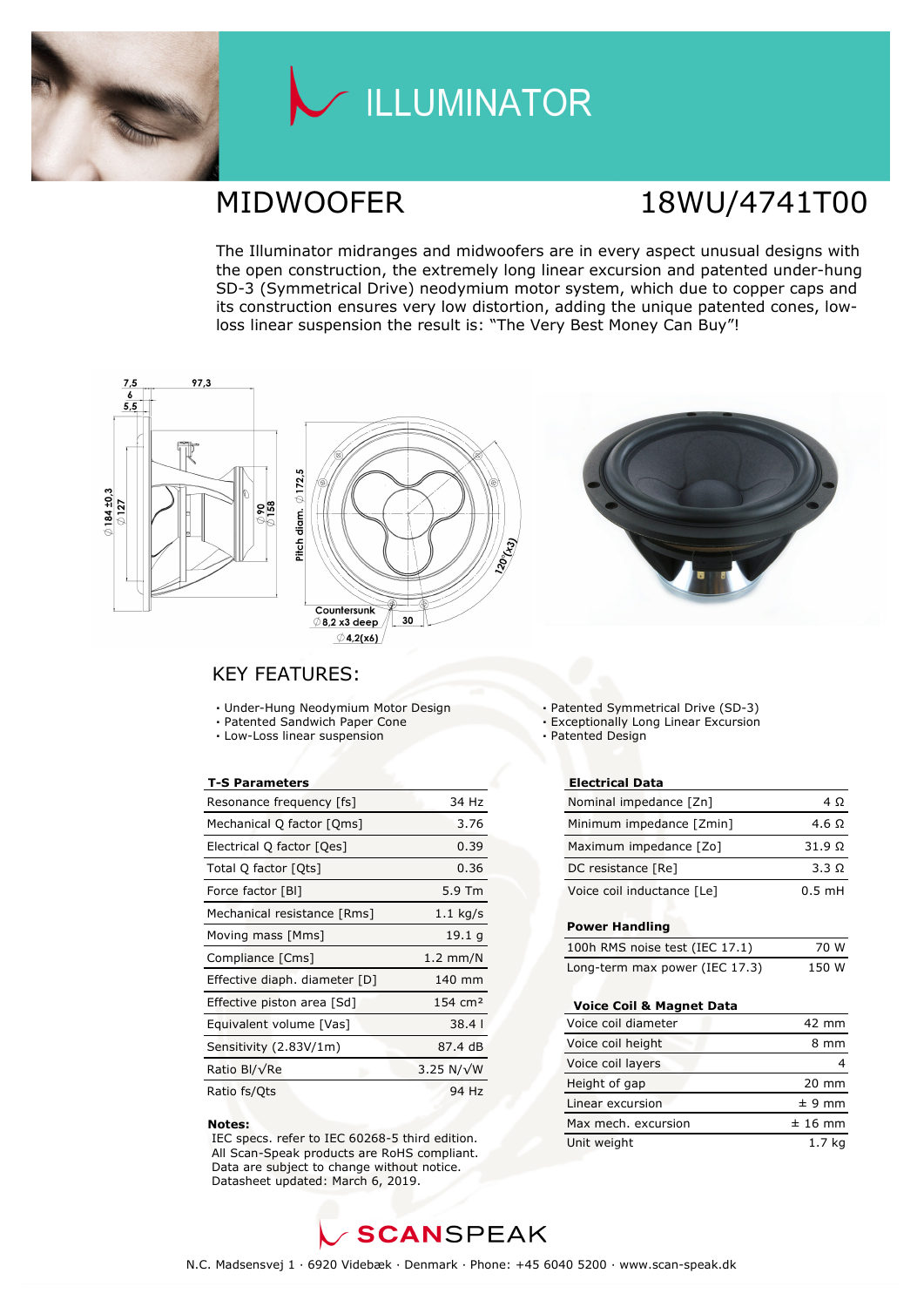# ILLUMINATOR

## MIDWOOFER 18WU/4741T00

The Illuminator midranges and midwoofers are in every aspect unusual designs with the open construction, the extremely long linear excursion and patented under-hung SD-3 (Symmetrical Drive) neodymium motor system, which due to copper caps and its construction ensures very low distortion, adding the unique patented cones, low-loss linear suspension the result is: "The Very Best Money Can Buy"!

## KEY FEATURES:

- Under-Hung Neodymium Motor Design
- Patented Sandwich Paper Cone
- Low-Loss linear suspension
- Patented Symmetrical Drive (SD-3)
- Exceptionally Long Linear Excursion
- Patented Design

| T-S Parameters | |
|---|---|
| Resonance frequency [fs] | 34 Hz |
| Mechanical Q factor [Qms] | 3.76 |
| Electrical Q factor [Qes] | 0.39 |
| Total Q factor [Qts] | 0.36 |
| Force factor [Bl] | 5.9 Tm |
| Mechanical resistance [Rms] | 1.1 kg/s |
| Moving mass [Mms] | 19.1 g |
| Compliance [Cms] | 1.2 mm/N |
| Effective diaph. diameter [D] | 140 mm |
| Effective piston area [Sd] | 154 cm² |
| Equivalent volume [Vas] | 38.4 l |
| Sensitivity (2.83V/1m) | 87.4 dB |
| Ratio Bl/√Re | 3.25 N/√W |
| Ratio fs/Qts | 94 Hz |

| Electrical Data | |
|---|---|
| Nominal impedance [Zn] | 4 Ω |
| Minimum impedance [Zmin] | 4.6 Ω |
| Maximum impedance [Zo] | 31.9 Ω |
| DC resistance [Re] | 3.3 Ω |
| Voice coil inductance [Le] | 0.5 mH |

| Power Handling | |
|---|---|
| 100h RMS noise test (IEC 17.1) | 70 W |
| Long-term max power (IEC 17.3) | 150 W |

| Voice Coil & Magnet Data | |
|---|---|
| Voice coil diameter | 42 mm |
| Voice coil height | 8 mm |
| Voice coil layers | 4 |
| Height of gap | 20 mm |
| Linear excursion | ± 9 mm |
| Max mech. excursion | ± 16 mm |
| Unit weight | 1.7 kg |

**Notes:**
IEC specs. refer to IEC 60268-5 third edition.
All Scan-Speak products are RoHS compliant.
Data are subject to change without notice.
Datasheet updated: March 6, 2019.

SCANSPEAK

N.C. Madsensvej 1 · 6920 Videbæk · Denmark · Phone: +45 6040 5200 · www.scan-speak.dk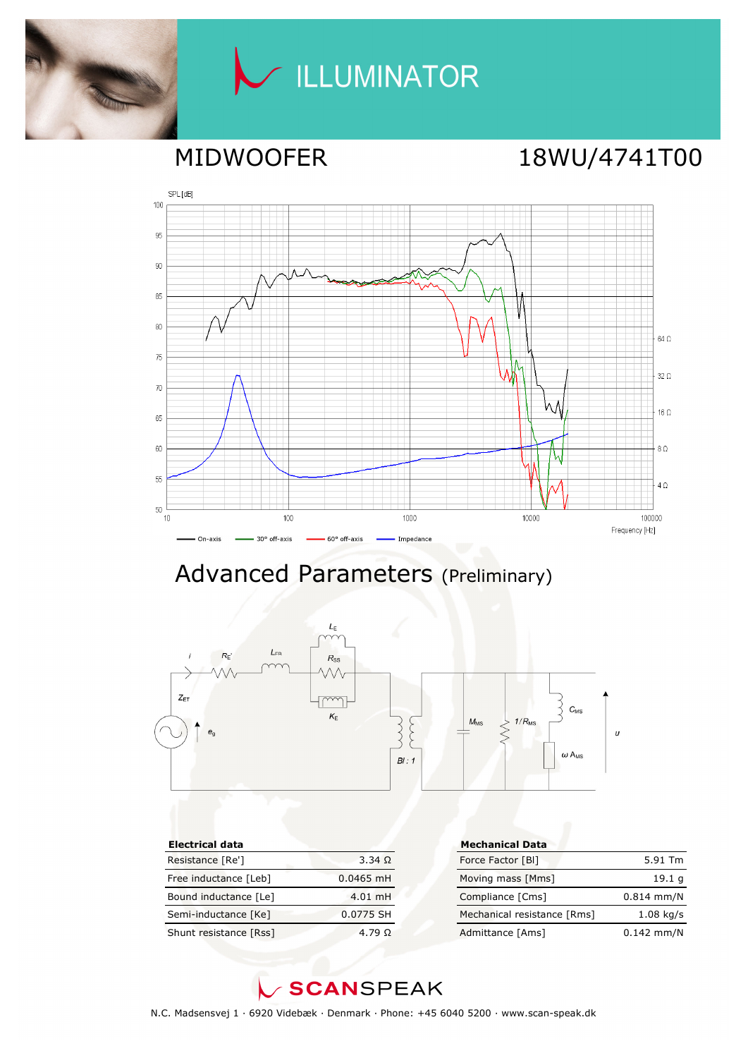ILLUMINATOR

# MIDWOOFER

# 18WU/4741T00

SPL [dB]

100
95
90
85
80
75
70
65
60
55
50

64 Ω
32 Ω
16 Ω
8 Ω
4 Ω

10
100
1000
10000
100000

Frequency [Hz]

On-axis
30° off-axis
60° off-axis
Impedance

## Advanced Parameters (Preliminary)

$i$ $R_{E'}$ $L_{EB}$ $L_E$ $R_{SS}$ $K_E$ $Z_{ET}$ $e_g$ $Bl : 1$ $M_{MS}$ $1/R_{MS}$ $C_{MS}$ $\omega A_{MS}$ $u$

| Electrical data | |
|---|---|
| Resistance [Re'] | 3.34 Ω |
| Free inductance [Leb] | 0.0465 mH |
| Bound inductance [Le] | 4.01 mH |
| Semi-inductance [Ke] | 0.0775 SH |
| Shunt resistance [Rss] | 4.79 Ω |

| Mechanical Data | |
|---|---|
| Force Factor [Bl] | 5.91 Tm |
| Moving mass [Mms] | 19.1 g |
| Compliance [Cms] | 0.814 mm/N |
| Mechanical resistance [Rms] | 1.08 kg/s |
| Admittance [Ams] | 0.142 mm/N |

SCANSPEAK

N.C. Madsensvej 1 · 6920 Videbæk · Denmark · Phone: +45 6040 5200 · www.scan-speak.dk